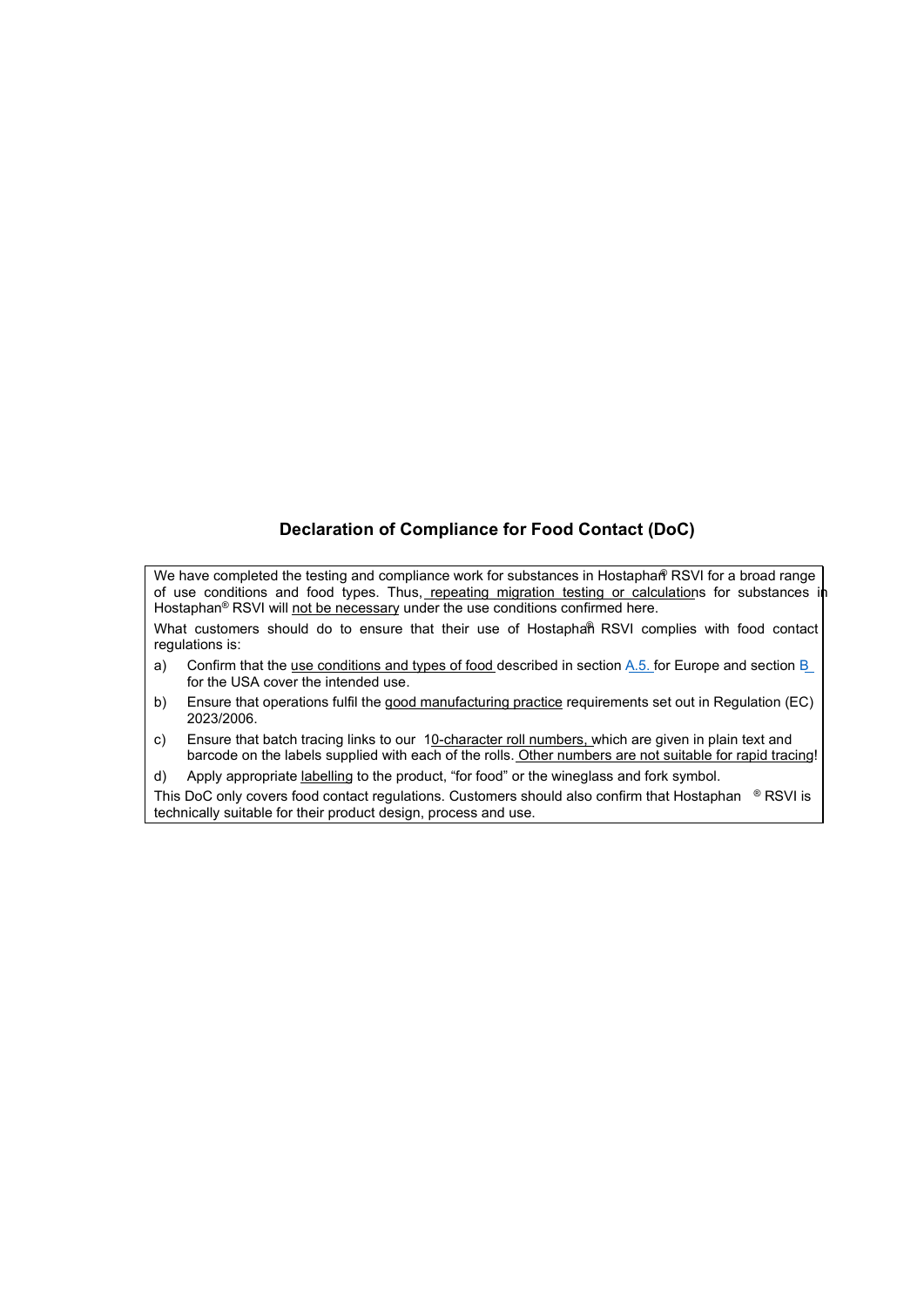## Declaration of Compliance for Food Contact (DoC)

We have completed the testing and compliance work for substances in Hostaphan® RSVI for a broad range of use conditions and food types. Thus, repeating migration testing or calculations for substances in Hostaphan® RSVI will not be necessary under the use conditions confirmed here.

What customers should do to ensure that their use of Hostaphan® RSVI complies with food contact regulations is:

a) Confirm that the use conditions and types of food described in section A.5. for Europe and section B for the USA cover the intended use.

b) Ensure that operations fulfil the good manufacturing practice requirements set out in Regulation (EC) 2023/2006.

c) Ensure that batch tracing links to our 10-character roll numbers, which are given in plain text and barcode on the labels supplied with each of the rolls. Other numbers are not suitable for rapid tracing!

d) Apply appropriate labelling to the product, "for food" or the wineglass and fork symbol.

This DoC only covers food contact regulations. Customers should also confirm that Hostaphan® RSVI is technically suitable for their product design, process and use.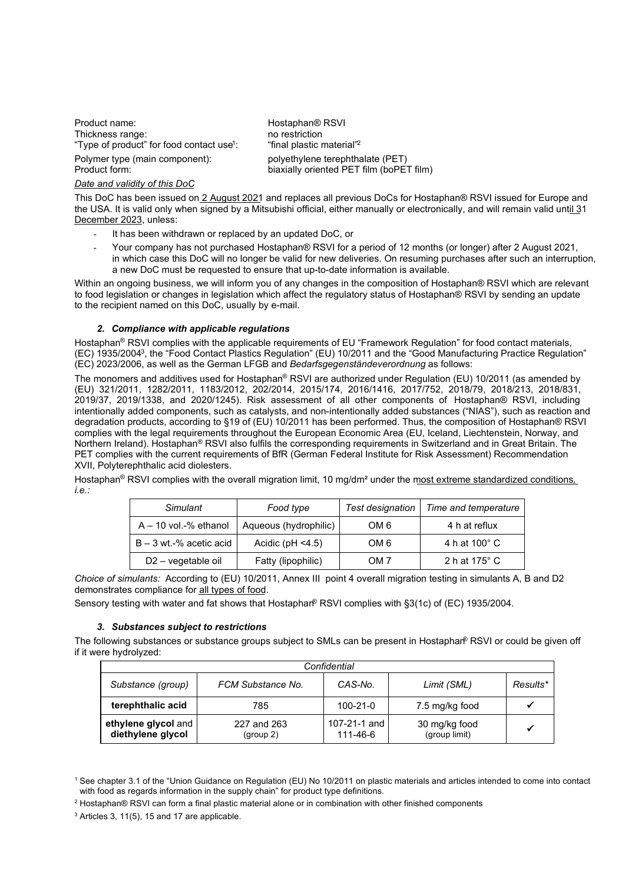Product name: Hostaphan® RSVI
Thickness range: no restriction
"Type of product" for food contact use[1]: "final plastic material"[2]
Polymer type (main component): polyethylene terephthalate (PET)
Product form: biaxially oriented PET film (boPET film)

*Date and validity of this DoC*

This DoC has been issued on 2 August 2021 and replaces all previous DoCs for Hostaphan® RSVI issued for Europe and the USA. It is valid only when signed by a Mitsubishi official, either manually or electronically, and will remain valid until 31 December 2023, unless:

- It has been withdrawn or replaced by an updated DoC, or
- Your company has not purchased Hostaphan® RSVI for a period of 12 months (or longer) after 2 August 2021, in which case this DoC will no longer be valid for new deliveries. On resuming purchases after such an interruption, a new DoC must be requested to ensure that up-to-date information is available.

Within an ongoing business, we will inform you of any changes in the composition of Hostaphan® RSVI which are relevant to food legislation or changes in legislation which affect the regulatory status of Hostaphan® RSVI by sending an update to the recipient named on this DoC, usually by e-mail.

### *2. Compliance with applicable regulations*

Hostaphan® RSVI complies with the applicable requirements of EU "Framework Regulation" for food contact materials, (EC) 1935/2004[3], the "Food Contact Plastics Regulation" (EU) 10/2011 and the "Good Manufacturing Practice Regulation" (EC) 2023/2006, as well as the German LFGB and *Bedarfsgegenständeverordnung* as follows:

The monomers and additives used for Hostaphan® RSVI are authorized under Regulation (EU) 10/2011 (as amended by (EU) 321/2011, 1282/2011, 1183/2012, 202/2014, 2015/174, 2016/1416, 2017/752, 2018/79, 2018/213, 2018/831, 2019/37, 2019/1338, and 2020/1245). Risk assessment of all other components of Hostaphan® RSVI, including intentionally added components, such as catalysts, and non-intentionally added substances ("NIAS"), such as reaction and degradation products, according to §19 of (EU) 10/2011 has been performed. Thus, the composition of Hostaphan® RSVI complies with the legal requirements throughout the European Economic Area (EU, Iceland, Liechtenstein, Norway, and Northern Ireland). Hostaphan® RSVI also fulfils the corresponding requirements in Switzerland and in Great Britain. The PET complies with the current requirements of BfR (German Federal Institute for Risk Assessment) Recommendation XVII, Polyterephthalic acid diolesters.

Hostaphan® RSVI complies with the overall migration limit, 10 mg/dm² under the most extreme standardized conditions, *i.e.:*

| *Simulant* | *Food type* | *Test designation* | *Time and temperature* |
|---|---|---|---|
| A – 10 vol.-% ethanol | Aqueous (hydrophilic) | OM 6 | 4 h at reflux |
| B – 3 wt.-% acetic acid | Acidic (pH <4.5) | OM 6 | 4 h at 100° C |
| D2 – vegetable oil | Fatty (lipophilic) | OM 7 | 2 h at 175° C |

*Choice of simulants:* According to (EU) 10/2011, Annex III point 4 overall migration testing in simulants A, B and D2 demonstrates compliance for all types of food.

Sensory testing with water and fat shows that Hostaphan® RSVI complies with §3(1c) of (EC) 1935/2004.

### *3. Substances subject to restrictions*

The following substances or substance groups subject to SMLs can be present in Hostaphan® RSVI or could be given off if it were hydrolyzed:

| *Confidential* | | | | |
|---|---|---|---|---|
| *Substance (group)* | *FCM Substance No.* | *CAS-No.* | *Limit (SML)* | *Results\** |
| **terephthalic acid** | 785 | 100-21-0 | 7.5 mg/kg food | ✓ |
| **ethylene glycol** and **diethylene glycol** | 227 and 263 (group 2) | 107-21-1 and 111-46-6 | 30 mg/kg food (group limit) | ✓ |

[1] See chapter 3.1 of the "Union Guidance on Regulation (EU) No 10/2011 on plastic materials and articles intended to come into contact with food as regards information in the supply chain" for product type definitions.

[2] Hostaphan® RSVI can form a final plastic material alone or in combination with other finished components

[3] Articles 3, 11(5), 15 and 17 are applicable.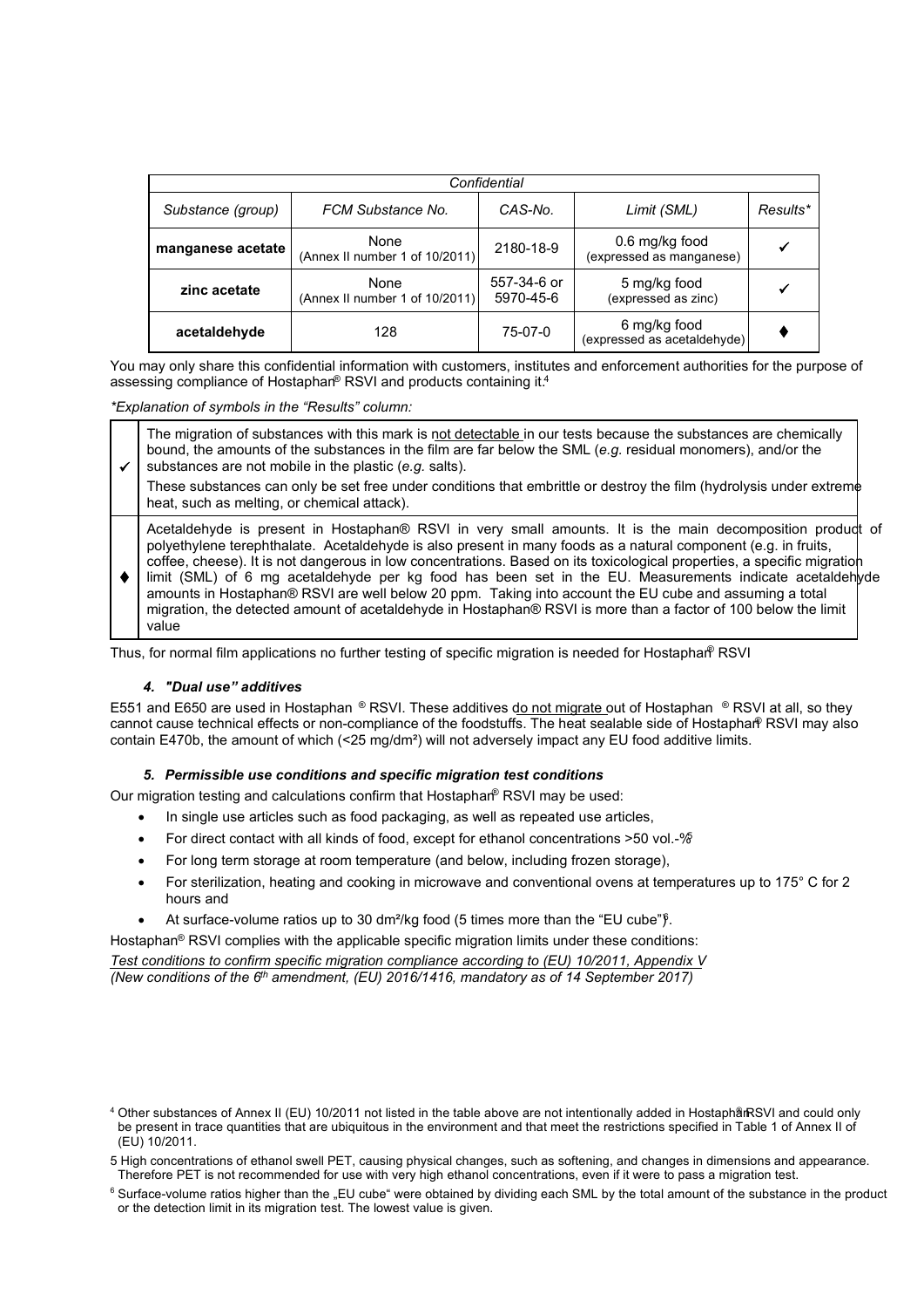| Confidential | | | | |
|---|---|---|---|---|
| Substance (group) | FCM Substance No. | CAS-No. | Limit (SML) | Results* |
| **manganese acetate** | None (Annex II number 1 of 10/2011) | 2180-18-9 | 0.6 mg/kg food (expressed as manganese) | ✓ |
| **zinc acetate** | None (Annex II number 1 of 10/2011) | 557-34-6 or 5970-45-6 | 5 mg/kg food (expressed as zinc) | ✓ |
| **acetaldehyde** | 128 | 75-07-0 | 6 mg/kg food (expressed as acetaldehyde) | ♦ |

You may only share this confidential information with customers, institutes and enforcement authorities for the purpose of assessing compliance of Hostaphan® RSVI and products containing it.[4]

*\*Explanation of symbols in the "Results" column:*

| | |
|---|---|
| ✓ | The migration of substances with this mark is not detectable in our tests because the substances are chemically bound, the amounts of the substances in the film are far below the SML (*e.g.* residual monomers), and/or the substances are not mobile in the plastic (*e.g.* salts). These substances can only be set free under conditions that embrittle or destroy the film (hydrolysis under extreme heat, such as melting, or chemical attack). |
| ♦ | Acetaldehyde is present in Hostaphan® RSVI in very small amounts. It is the main decomposition product of polyethylene terephthalate. Acetaldehyde is also present in many foods as a natural component (e.g. in fruits, coffee, cheese). It is not dangerous in low concentrations. Based on its toxicological properties, a specific migration limit (SML) of 6 mg acetaldehyde per kg food has been set in the EU. Measurements indicate acetaldehyde amounts in Hostaphan® RSVI are well below 20 ppm. Taking into account the EU cube and assuming a total migration, the detected amount of acetaldehyde in Hostaphan® RSVI is more than a factor of 100 below the limit value |

Thus, for normal film applications no further testing of specific migration is needed for Hostaphan® RSVI

### 4. *"Dual use" additives*

E551 and E650 are used in Hostaphan ® RSVI. These additives do not migrate out of Hostaphan ® RSVI at all, so they cannot cause technical effects or non-compliance of the foodstuffs. The heat sealable side of Hostaphan® RSVI may also contain E470b, the amount of which (<25 mg/dm²) will not adversely impact any EU food additive limits.

### 5. *Permissible use conditions and specific migration test conditions*

Our migration testing and calculations confirm that Hostaphan® RSVI may be used:

- In single use articles such as food packaging, as well as repeated use articles,
- For direct contact with all kinds of food, except for ethanol concentrations >50 vol.-%[5]
- For long term storage at room temperature (and below, including frozen storage),
- For sterilization, heating and cooking in microwave and conventional ovens at temperatures up to 175° C for 2 hours and
- At surface-volume ratios up to 30 dm²/kg food (5 times more than the "EU cube")[6].

Hostaphan® RSVI complies with the applicable specific migration limits under these conditions:

*Test conditions to confirm specific migration compliance according to (EU) 10/2011, Appendix V*
*(New conditions of the 6th amendment, (EU) 2016/1416, mandatory as of 14 September 2017)*

[4] Other substances of Annex II (EU) 10/2011 not listed in the table above are not intentionally added in Hostaphan® RSVI and could only be present in trace quantities that are ubiquitous in the environment and that meet the restrictions specified in Table 1 of Annex II of (EU) 10/2011.

[5] High concentrations of ethanol swell PET, causing physical changes, such as softening, and changes in dimensions and appearance. Therefore PET is not recommended for use with very high ethanol concentrations, even if it were to pass a migration test.

[6] Surface-volume ratios higher than the „EU cube" were obtained by dividing each SML by the total amount of the substance in the product or the detection limit in its migration test. The lowest value is given.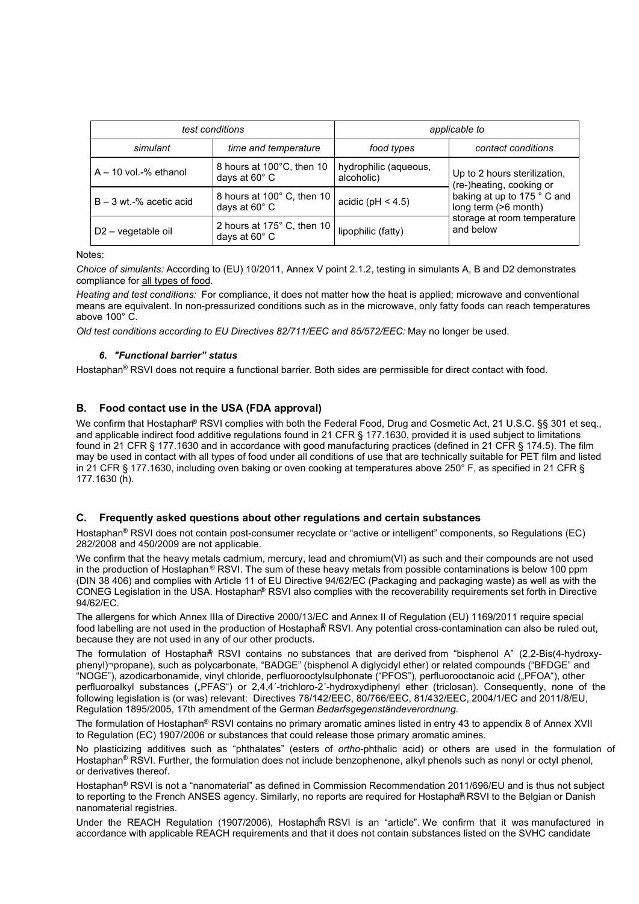| test conditions | | applicable to | |
|---|---|---|---|
| simulant | time and temperature | food types | contact conditions |
| A – 10 vol.-% ethanol | 8 hours at 100°C, then 10 days at 60° C | hydrophilic (aqueous, alcoholic) | Up to 2 hours sterilization, (re-)heating, cooking or baking at up to 175 ° C and long term (>6 month) storage at room temperature and below |
| B – 3 wt.-% acetic acid | 8 hours at 100° C, then 10 days at 60° C | acidic (pH < 4.5) | |
| D2 – vegetable oil | 2 hours at 175° C, then 10 days at 60° C | lipophilic (fatty) | |

Notes:

*Choice of simulants:* According to (EU) 10/2011, Annex V point 2.1.2, testing in simulants A, B and D2 demonstrates compliance for <u>all types of food</u>.

*Heating and test conditions:* For compliance, it does not matter how the heat is applied; microwave and conventional means are equivalent. In non-pressurized conditions such as in the microwave, only fatty foods can reach temperatures above 100° C.

*Old test conditions according to EU Directives 82/711/EEC and 85/572/EEC:* May no longer be used.

#### *6. "Functional barrier" status*

Hostaphan® RSVI does not require a functional barrier. Both sides are permissible for direct contact with food.

### B. Food contact use in the USA (FDA approval)

We confirm that Hostaphan® RSVI complies with both the Federal Food, Drug and Cosmetic Act, 21 U.S.C. §§ 301 et seq., and applicable indirect food additive regulations found in 21 CFR § 177.1630, provided it is used subject to limitations found in 21 CFR § 177.1630 and in accordance with good manufacturing practices (defined in 21 CFR § 174.5). The film may be used in contact with all types of food under all conditions of use that are technically suitable for PET film and listed in 21 CFR § 177.1630, including oven baking or oven cooking at temperatures above 250° F, as specified in 21 CFR § 177.1630 (h).

### C. Frequently asked questions about other regulations and certain substances

Hostaphan® RSVI does not contain post-consumer recyclate or "active or intelligent" components, so Regulations (EC) 282/2008 and 450/2009 are not applicable.

We confirm that the heavy metals cadmium, mercury, lead and chromium(VI) as such and their compounds are not used in the production of Hostaphan® RSVI. The sum of these heavy metals from possible contaminations is below 100 ppm (DIN 38 406) and complies with Article 11 of EU Directive 94/62/EC (Packaging and packaging waste) as well as with the CONEG Legislation in the USA. Hostaphan® RSVI also complies with the recoverability requirements set forth in Directive 94/62/EC.

The allergens for which Annex IIIa of Directive 2000/13/EC and Annex II of Regulation (EU) 1169/2011 require special food labelling are not used in the production of Hostaphan® RSVI. Any potential cross-contamination can also be ruled out, because they are not used in any of our other products.

The formulation of Hostaphan® RSVI contains no substances that are derived from "bisphenol A" (2,2-Bis(4-hydroxy-phenyl)¬propane), such as polycarbonate, "BADGE" (bisphenol A diglycidyl ether) or related compounds ("BFDGE" and "NOGE"), azodicarbonamide, vinyl chloride, perfluorooctylsulphonate ("PFOS"), perfluorooctanoic acid („PFOA"), other perfluoroalkyl substances („PFAS") or 2,4,4´-trichloro-2´-hydroxydiphenyl ether (triclosan). Consequently, none of the following legislation is (or was) relevant: Directives 78/142/EEC, 80/766/EEC, 81/432/EEC, 2004/1/EC and 2011/8/EU, Regulation 1895/2005, 17th amendment of the German *Bedarfsgegenständeverordnung*.

The formulation of Hostaphan® RSVI contains no primary aromatic amines listed in entry 43 to appendix 8 of Annex XVII to Regulation (EC) 1907/2006 or substances that could release those primary aromatic amines.

No plasticizing additives such as "phthalates" (esters of *ortho*-phthalic acid) or others are used in the formulation of Hostaphan® RSVI. Further, the formulation does not include benzophenone, alkyl phenols such as nonyl or octyl phenol, or derivatives thereof.

Hostaphan® RSVI is not a "nanomaterial" as defined in Commission Recommendation 2011/696/EU and is thus not subject to reporting to the French ANSES agency. Similarly, no reports are required for Hostaphan® RSVI to the Belgian or Danish nanomaterial registries.

Under the REACH Regulation (1907/2006), Hostaphan® RSVI is an "article". We confirm that it was manufactured in accordance with applicable REACH requirements and that it does not contain substances listed on the SVHC candidate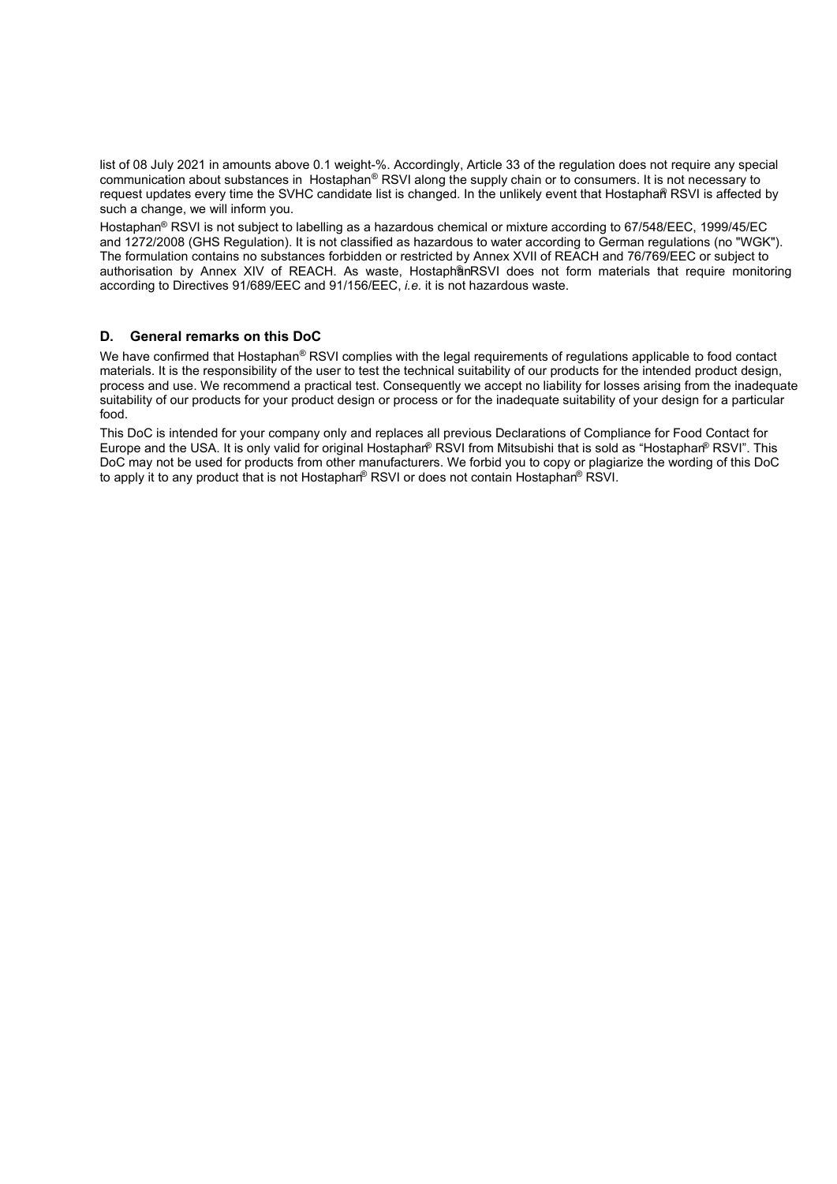list of 08 July 2021 in amounts above 0.1 weight-%. Accordingly, Article 33 of the regulation does not require any special communication about substances in Hostaphan® RSVI along the supply chain or to consumers. It is not necessary to request updates every time the SVHC candidate list is changed. In the unlikely event that Hostaphan® RSVI is affected by such a change, we will inform you.

Hostaphan® RSVI is not subject to labelling as a hazardous chemical or mixture according to 67/548/EEC, 1999/45/EC and 1272/2008 (GHS Regulation). It is not classified as hazardous to water according to German regulations (no "WGK"). The formulation contains no substances forbidden or restricted by Annex XVII of REACH and 76/769/EEC or subject to authorisation by Annex XIV of REACH. As waste, Hostaphan® RSVI does not form materials that require monitoring according to Directives 91/689/EEC and 91/156/EEC, *i.e.* it is not hazardous waste.

## D. General remarks on this DoC

We have confirmed that Hostaphan® RSVI complies with the legal requirements of regulations applicable to food contact materials. It is the responsibility of the user to test the technical suitability of our products for the intended product design, process and use. We recommend a practical test. Consequently we accept no liability for losses arising from the inadequate suitability of our products for your product design or process or for the inadequate suitability of your design for a particular food.

This DoC is intended for your company only and replaces all previous Declarations of Compliance for Food Contact for Europe and the USA. It is only valid for original Hostaphan® RSVI from Mitsubishi that is sold as "Hostaphan® RSVI". This DoC may not be used for products from other manufacturers. We forbid you to copy or plagiarize the wording of this DoC to apply it to any product that is not Hostaphan® RSVI or does not contain Hostaphan® RSVI.